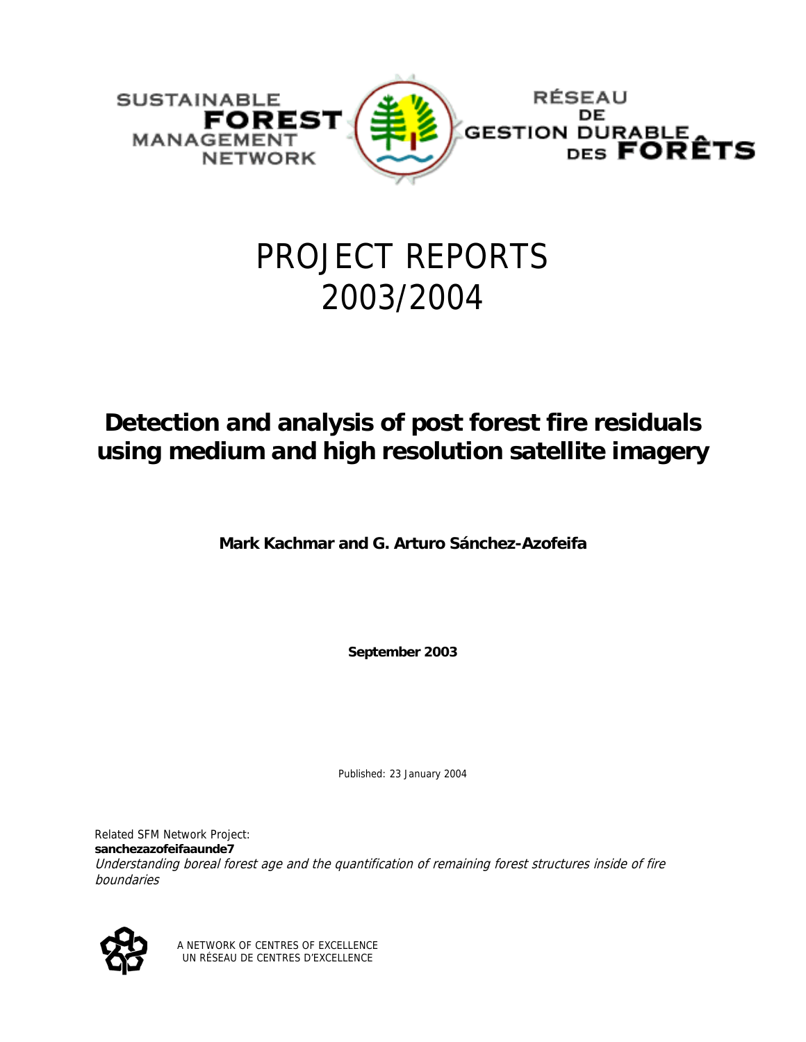SUSTAINABLE **FOREST** MANAGEMENT NETWORK

RÉSEAU DE GESTION DURABLE DES **FORÊTS**

# PROJECT REPORTS 2003/2004

## Detection and analysis of post forest fire residuals using medium and high resolution satellite imagery

**Mark Kachmar and G. Arturo Sánchez-Azofeifa**

**September 2003**

Published: 23 January 2004

Related SFM Network Project:
**sanchezazofeifaaunde7**
*Understanding boreal forest age and the quantification of remaining forest structures inside of fire boundaries*

A NETWORK OF CENTRES OF EXCELLENCE
UN RÉSEAU DE CENTRES D'EXCELLENCE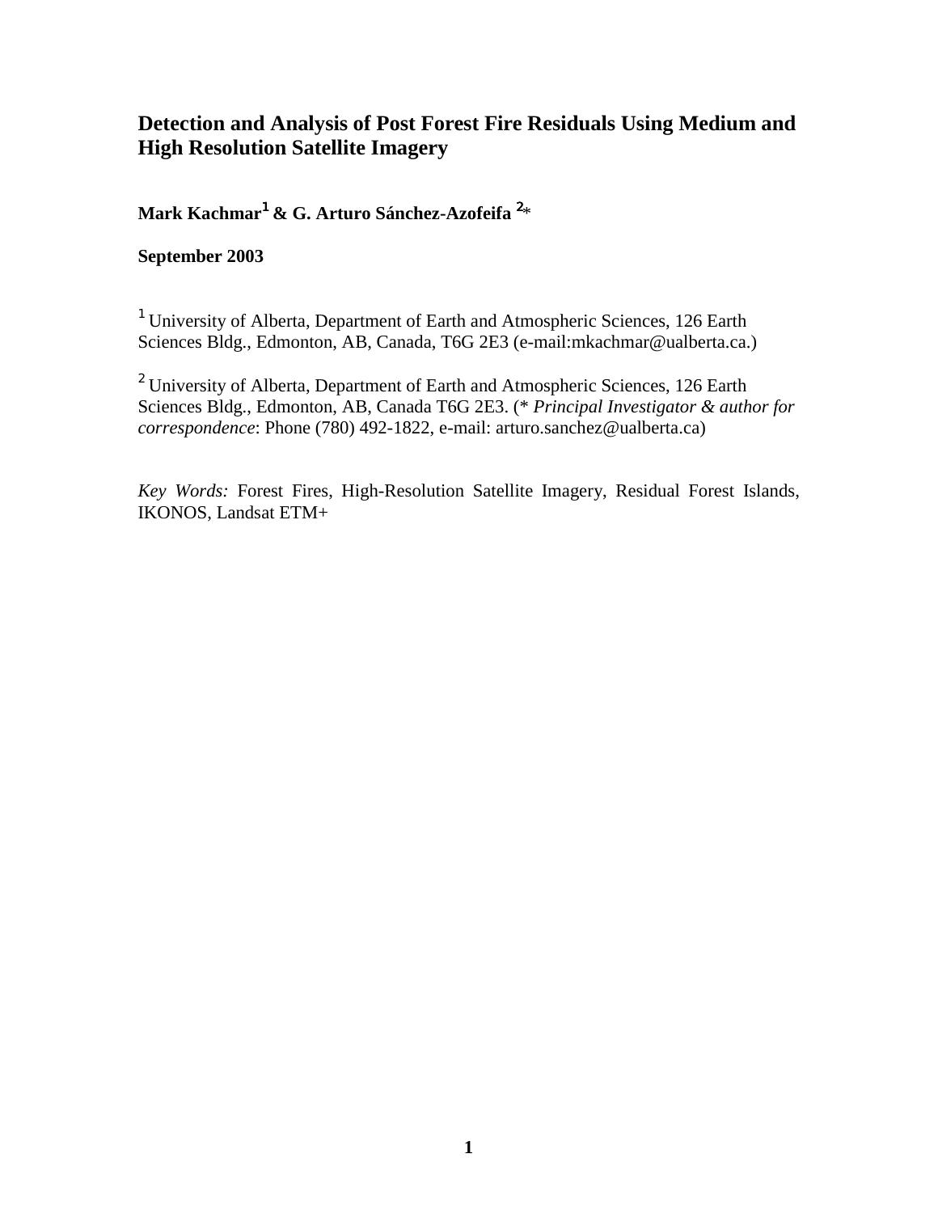# Detection and Analysis of Post Forest Fire Residuals Using Medium and High Resolution Satellite Imagery

**Mark Kachmar[1] & G. Arturo Sánchez-Azofeifa [2]***

**September 2003**

[1] University of Alberta, Department of Earth and Atmospheric Sciences, 126 Earth Sciences Bldg., Edmonton, AB, Canada, T6G 2E3 (e-mail:mkachmar@ualberta.ca.)

[2] University of Alberta, Department of Earth and Atmospheric Sciences, 126 Earth Sciences Bldg., Edmonton, AB, Canada T6G 2E3. (* *Principal Investigator & author for correspondence*: Phone (780) 492-1822, e-mail: arturo.sanchez@ualberta.ca)

*Key Words:* Forest Fires, High-Resolution Satellite Imagery, Residual Forest Islands, IKONOS, Landsat ETM+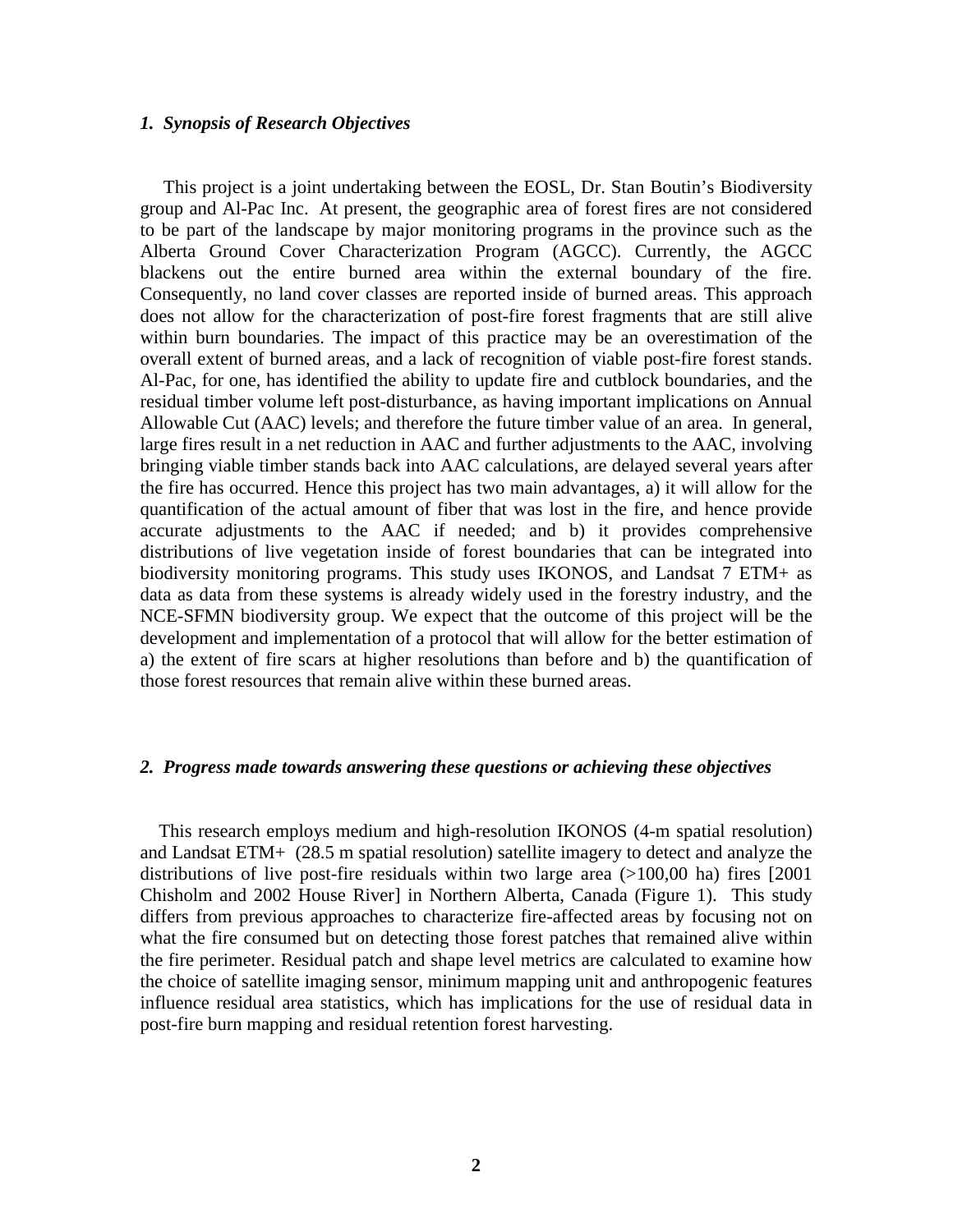### *1. Synopsis of Research Objectives*

This project is a joint undertaking between the EOSL, Dr. Stan Boutin's Biodiversity group and Al-Pac Inc. At present, the geographic area of forest fires are not considered to be part of the landscape by major monitoring programs in the province such as the Alberta Ground Cover Characterization Program (AGCC). Currently, the AGCC blackens out the entire burned area within the external boundary of the fire. Consequently, no land cover classes are reported inside of burned areas. This approach does not allow for the characterization of post-fire forest fragments that are still alive within burn boundaries. The impact of this practice may be an overestimation of the overall extent of burned areas, and a lack of recognition of viable post-fire forest stands. Al-Pac, for one, has identified the ability to update fire and cutblock boundaries, and the residual timber volume left post-disturbance, as having important implications on Annual Allowable Cut (AAC) levels; and therefore the future timber value of an area. In general, large fires result in a net reduction in AAC and further adjustments to the AAC, involving bringing viable timber stands back into AAC calculations, are delayed several years after the fire has occurred. Hence this project has two main advantages, a) it will allow for the quantification of the actual amount of fiber that was lost in the fire, and hence provide accurate adjustments to the AAC if needed; and b) it provides comprehensive distributions of live vegetation inside of forest boundaries that can be integrated into biodiversity monitoring programs. This study uses IKONOS, and Landsat 7 ETM+ as data as data from these systems is already widely used in the forestry industry, and the NCE-SFMN biodiversity group. We expect that the outcome of this project will be the development and implementation of a protocol that will allow for the better estimation of a) the extent of fire scars at higher resolutions than before and b) the quantification of those forest resources that remain alive within these burned areas.

### *2. Progress made towards answering these questions or achieving these objectives*

This research employs medium and high-resolution IKONOS (4-m spatial resolution) and Landsat ETM+ (28.5 m spatial resolution) satellite imagery to detect and analyze the distributions of live post-fire residuals within two large area (>100,00 ha) fires [2001 Chisholm and 2002 House River] in Northern Alberta, Canada (Figure 1). This study differs from previous approaches to characterize fire-affected areas by focusing not on what the fire consumed but on detecting those forest patches that remained alive within the fire perimeter. Residual patch and shape level metrics are calculated to examine how the choice of satellite imaging sensor, minimum mapping unit and anthropogenic features influence residual area statistics, which has implications for the use of residual data in post-fire burn mapping and residual retention forest harvesting.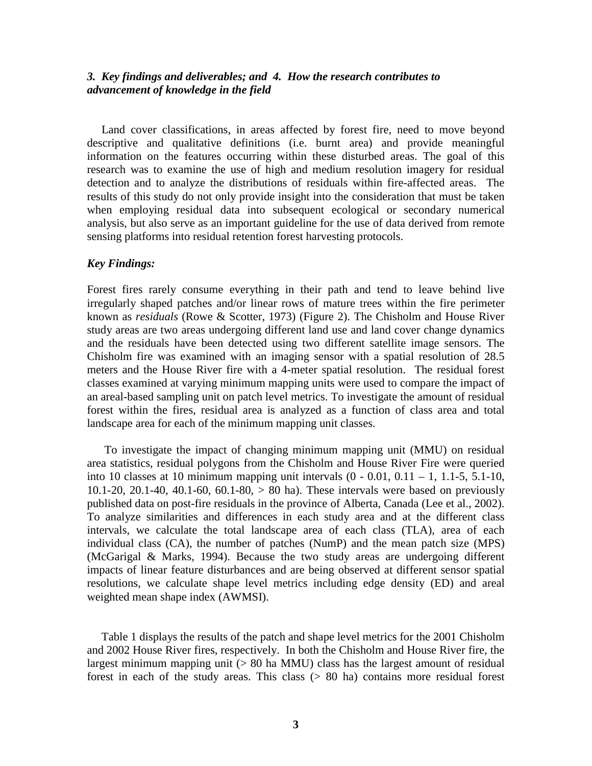### *3. Key findings and deliverables; and 4. How the research contributes to advancement of knowledge in the field*

Land cover classifications, in areas affected by forest fire, need to move beyond descriptive and qualitative definitions (i.e. burnt area) and provide meaningful information on the features occurring within these disturbed areas. The goal of this research was to examine the use of high and medium resolution imagery for residual detection and to analyze the distributions of residuals within fire-affected areas. The results of this study do not only provide insight into the consideration that must be taken when employing residual data into subsequent ecological or secondary numerical analysis, but also serve as an important guideline for the use of data derived from remote sensing platforms into residual retention forest harvesting protocols.

### *Key Findings:*

Forest fires rarely consume everything in their path and tend to leave behind live irregularly shaped patches and/or linear rows of mature trees within the fire perimeter known as *residuals* (Rowe & Scotter, 1973) (Figure 2). The Chisholm and House River study areas are two areas undergoing different land use and land cover change dynamics and the residuals have been detected using two different satellite image sensors. The Chisholm fire was examined with an imaging sensor with a spatial resolution of 28.5 meters and the House River fire with a 4-meter spatial resolution. The residual forest classes examined at varying minimum mapping units were used to compare the impact of an areal-based sampling unit on patch level metrics. To investigate the amount of residual forest within the fires, residual area is analyzed as a function of class area and total landscape area for each of the minimum mapping unit classes.

To investigate the impact of changing minimum mapping unit (MMU) on residual area statistics, residual polygons from the Chisholm and House River Fire were queried into 10 classes at 10 minimum mapping unit intervals (0 - 0.01, 0.11 – 1, 1.1-5, 5.1-10, 10.1-20, 20.1-40, 40.1-60, 60.1-80, > 80 ha). These intervals were based on previously published data on post-fire residuals in the province of Alberta, Canada (Lee et al., 2002). To analyze similarities and differences in each study area and at the different class intervals, we calculate the total landscape area of each class (TLA), area of each individual class (CA), the number of patches (NumP) and the mean patch size (MPS) (McGarigal & Marks, 1994). Because the two study areas are undergoing different impacts of linear feature disturbances and are being observed at different sensor spatial resolutions, we calculate shape level metrics including edge density (ED) and areal weighted mean shape index (AWMSI).

Table 1 displays the results of the patch and shape level metrics for the 2001 Chisholm and 2002 House River fires, respectively. In both the Chisholm and House River fire, the largest minimum mapping unit (> 80 ha MMU) class has the largest amount of residual forest in each of the study areas. This class (> 80 ha) contains more residual forest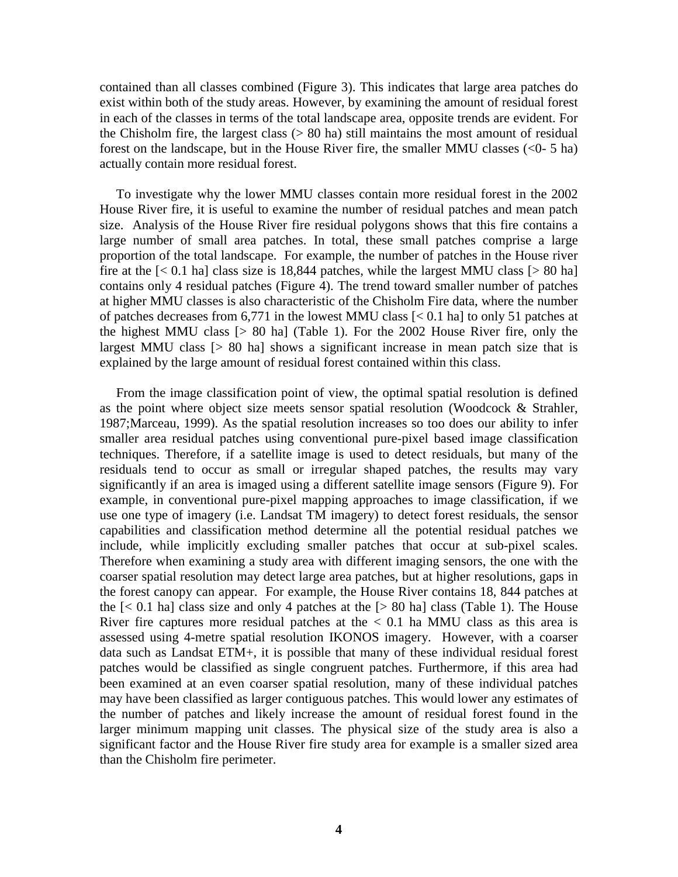contained than all classes combined (Figure 3). This indicates that large area patches do exist within both of the study areas. However, by examining the amount of residual forest in each of the classes in terms of the total landscape area, opposite trends are evident. For the Chisholm fire, the largest class (> 80 ha) still maintains the most amount of residual forest on the landscape, but in the House River fire, the smaller MMU classes (<0- 5 ha) actually contain more residual forest.

To investigate why the lower MMU classes contain more residual forest in the 2002 House River fire, it is useful to examine the number of residual patches and mean patch size. Analysis of the House River fire residual polygons shows that this fire contains a large number of small area patches. In total, these small patches comprise a large proportion of the total landscape. For example, the number of patches in the House river fire at the [< 0.1 ha] class size is 18,844 patches, while the largest MMU class [> 80 ha] contains only 4 residual patches (Figure 4). The trend toward smaller number of patches at higher MMU classes is also characteristic of the Chisholm Fire data, where the number of patches decreases from 6,771 in the lowest MMU class [< 0.1 ha] to only 51 patches at the highest MMU class [> 80 ha] (Table 1). For the 2002 House River fire, only the largest MMU class [> 80 ha] shows a significant increase in mean patch size that is explained by the large amount of residual forest contained within this class.

From the image classification point of view, the optimal spatial resolution is defined as the point where object size meets sensor spatial resolution (Woodcock & Strahler, 1987;Marceau, 1999). As the spatial resolution increases so too does our ability to infer smaller area residual patches using conventional pure-pixel based image classification techniques. Therefore, if a satellite image is used to detect residuals, but many of the residuals tend to occur as small or irregular shaped patches, the results may vary significantly if an area is imaged using a different satellite image sensors (Figure 9). For example, in conventional pure-pixel mapping approaches to image classification, if we use one type of imagery (i.e. Landsat TM imagery) to detect forest residuals, the sensor capabilities and classification method determine all the potential residual patches we include, while implicitly excluding smaller patches that occur at sub-pixel scales. Therefore when examining a study area with different imaging sensors, the one with the coarser spatial resolution may detect large area patches, but at higher resolutions, gaps in the forest canopy can appear. For example, the House River contains 18, 844 patches at the [< 0.1 ha] class size and only 4 patches at the [> 80 ha] class (Table 1). The House River fire captures more residual patches at the < 0.1 ha MMU class as this area is assessed using 4-metre spatial resolution IKONOS imagery. However, with a coarser data such as Landsat ETM+, it is possible that many of these individual residual forest patches would be classified as single congruent patches. Furthermore, if this area had been examined at an even coarser spatial resolution, many of these individual patches may have been classified as larger contiguous patches. This would lower any estimates of the number of patches and likely increase the amount of residual forest found in the larger minimum mapping unit classes. The physical size of the study area is also a significant factor and the House River fire study area for example is a smaller sized area than the Chisholm fire perimeter.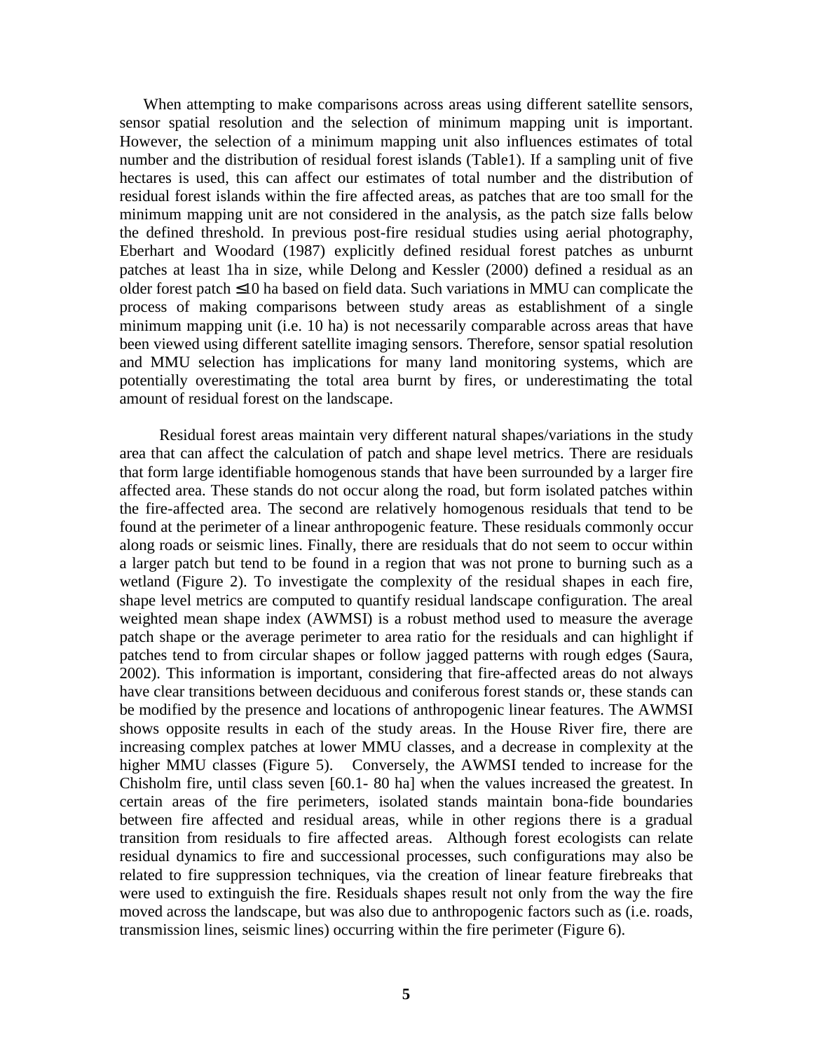When attempting to make comparisons across areas using different satellite sensors, sensor spatial resolution and the selection of minimum mapping unit is important. However, the selection of a minimum mapping unit also influences estimates of total number and the distribution of residual forest islands (Table1). If a sampling unit of five hectares is used, this can affect our estimates of total number and the distribution of residual forest islands within the fire affected areas, as patches that are too small for the minimum mapping unit are not considered in the analysis, as the patch size falls below the defined threshold. In previous post-fire residual studies using aerial photography, Eberhart and Woodard (1987) explicitly defined residual forest patches as unburnt patches at least 1ha in size, while Delong and Kessler (2000) defined a residual as an older forest patch ≤10 ha based on field data. Such variations in MMU can complicate the process of making comparisons between study areas as establishment of a single minimum mapping unit (i.e. 10 ha) is not necessarily comparable across areas that have been viewed using different satellite imaging sensors. Therefore, sensor spatial resolution and MMU selection has implications for many land monitoring systems, which are potentially overestimating the total area burnt by fires, or underestimating the total amount of residual forest on the landscape.

Residual forest areas maintain very different natural shapes/variations in the study area that can affect the calculation of patch and shape level metrics. There are residuals that form large identifiable homogenous stands that have been surrounded by a larger fire affected area. These stands do not occur along the road, but form isolated patches within the fire-affected area. The second are relatively homogenous residuals that tend to be found at the perimeter of a linear anthropogenic feature. These residuals commonly occur along roads or seismic lines. Finally, there are residuals that do not seem to occur within a larger patch but tend to be found in a region that was not prone to burning such as a wetland (Figure 2). To investigate the complexity of the residual shapes in each fire, shape level metrics are computed to quantify residual landscape configuration. The areal weighted mean shape index (AWMSI) is a robust method used to measure the average patch shape or the average perimeter to area ratio for the residuals and can highlight if patches tend to from circular shapes or follow jagged patterns with rough edges (Saura, 2002). This information is important, considering that fire-affected areas do not always have clear transitions between deciduous and coniferous forest stands or, these stands can be modified by the presence and locations of anthropogenic linear features. The AWMSI shows opposite results in each of the study areas. In the House River fire, there are increasing complex patches at lower MMU classes, and a decrease in complexity at the higher MMU classes (Figure 5). Conversely, the AWMSI tended to increase for the Chisholm fire, until class seven [60.1- 80 ha] when the values increased the greatest. In certain areas of the fire perimeters, isolated stands maintain bona-fide boundaries between fire affected and residual areas, while in other regions there is a gradual transition from residuals to fire affected areas. Although forest ecologists can relate residual dynamics to fire and successional processes, such configurations may also be related to fire suppression techniques, via the creation of linear feature firebreaks that were used to extinguish the fire. Residuals shapes result not only from the way the fire moved across the landscape, but was also due to anthropogenic factors such as (i.e. roads, transmission lines, seismic lines) occurring within the fire perimeter (Figure 6).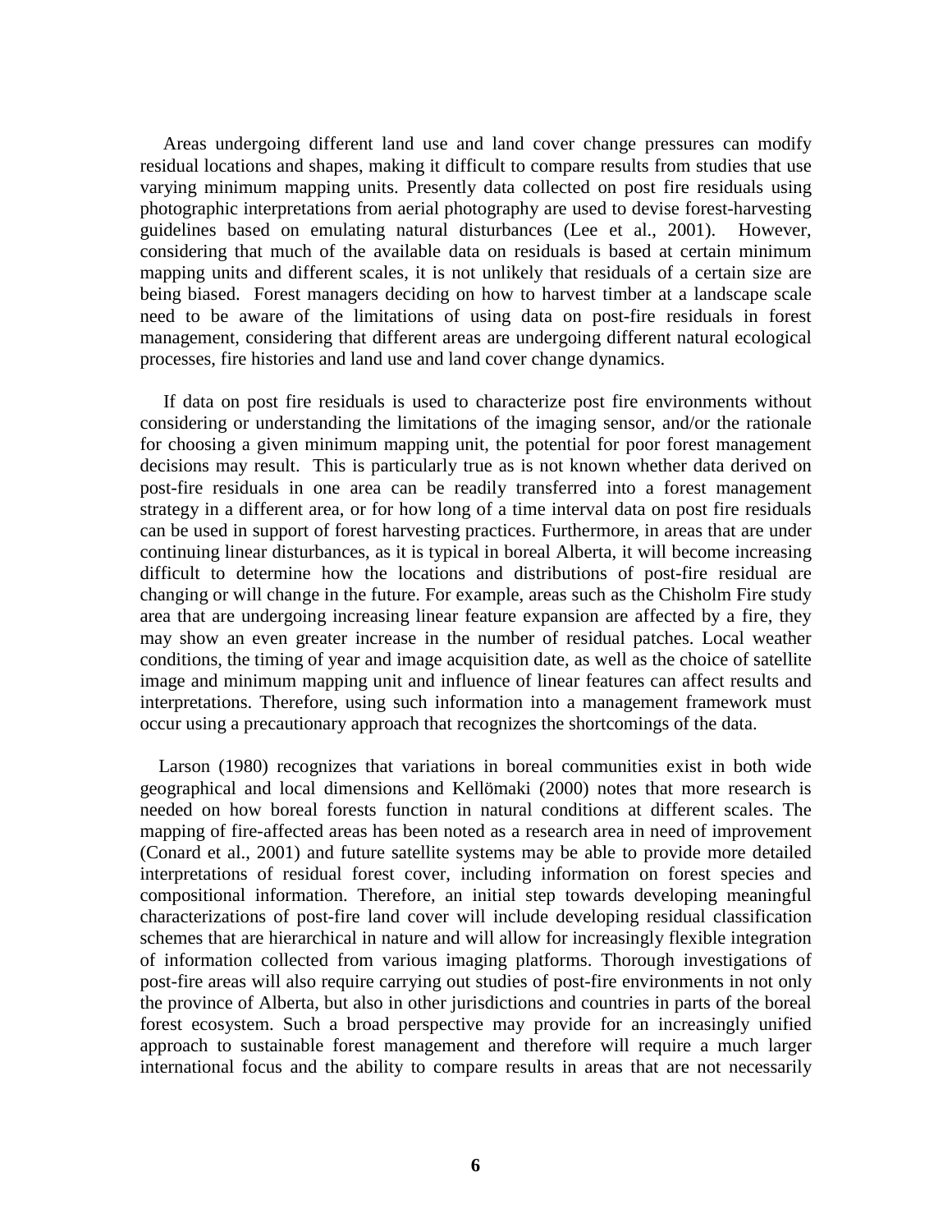Areas undergoing different land use and land cover change pressures can modify residual locations and shapes, making it difficult to compare results from studies that use varying minimum mapping units. Presently data collected on post fire residuals using photographic interpretations from aerial photography are used to devise forest-harvesting guidelines based on emulating natural disturbances (Lee et al., 2001). However, considering that much of the available data on residuals is based at certain minimum mapping units and different scales, it is not unlikely that residuals of a certain size are being biased. Forest managers deciding on how to harvest timber at a landscape scale need to be aware of the limitations of using data on post-fire residuals in forest management, considering that different areas are undergoing different natural ecological processes, fire histories and land use and land cover change dynamics.

If data on post fire residuals is used to characterize post fire environments without considering or understanding the limitations of the imaging sensor, and/or the rationale for choosing a given minimum mapping unit, the potential for poor forest management decisions may result. This is particularly true as is not known whether data derived on post-fire residuals in one area can be readily transferred into a forest management strategy in a different area, or for how long of a time interval data on post fire residuals can be used in support of forest harvesting practices. Furthermore, in areas that are under continuing linear disturbances, as it is typical in boreal Alberta, it will become increasing difficult to determine how the locations and distributions of post-fire residual are changing or will change in the future. For example, areas such as the Chisholm Fire study area that are undergoing increasing linear feature expansion are affected by a fire, they may show an even greater increase in the number of residual patches. Local weather conditions, the timing of year and image acquisition date, as well as the choice of satellite image and minimum mapping unit and influence of linear features can affect results and interpretations. Therefore, using such information into a management framework must occur using a precautionary approach that recognizes the shortcomings of the data.

Larson (1980) recognizes that variations in boreal communities exist in both wide geographical and local dimensions and Kellömaki (2000) notes that more research is needed on how boreal forests function in natural conditions at different scales. The mapping of fire-affected areas has been noted as a research area in need of improvement (Conard et al., 2001) and future satellite systems may be able to provide more detailed interpretations of residual forest cover, including information on forest species and compositional information. Therefore, an initial step towards developing meaningful characterizations of post-fire land cover will include developing residual classification schemes that are hierarchical in nature and will allow for increasingly flexible integration of information collected from various imaging platforms. Thorough investigations of post-fire areas will also require carrying out studies of post-fire environments in not only the province of Alberta, but also in other jurisdictions and countries in parts of the boreal forest ecosystem. Such a broad perspective may provide for an increasingly unified approach to sustainable forest management and therefore will require a much larger international focus and the ability to compare results in areas that are not necessarily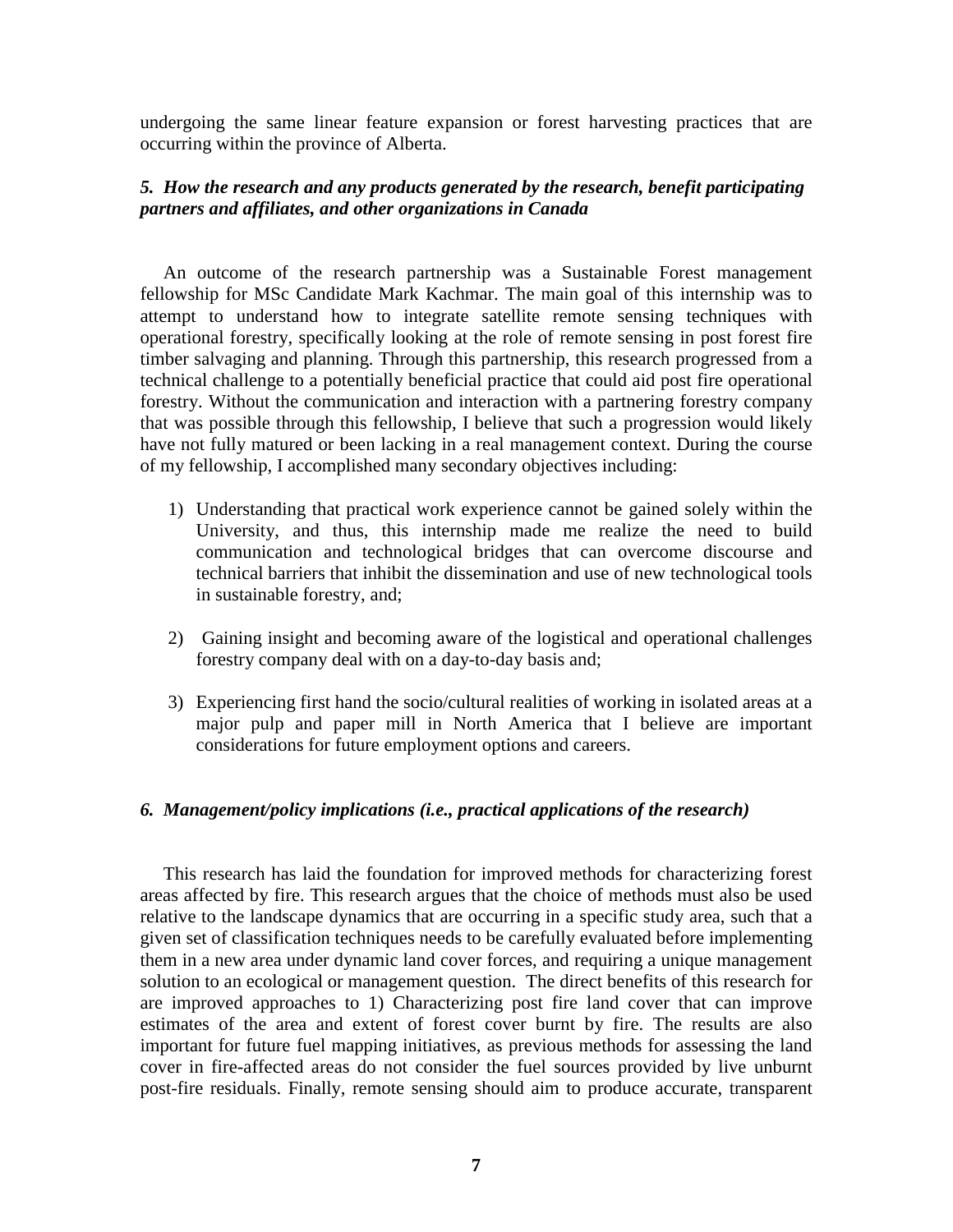undergoing the same linear feature expansion or forest harvesting practices that are occurring within the province of Alberta.

### *5. How the research and any products generated by the research, benefit participating partners and affiliates, and other organizations in Canada*

An outcome of the research partnership was a Sustainable Forest management fellowship for MSc Candidate Mark Kachmar. The main goal of this internship was to attempt to understand how to integrate satellite remote sensing techniques with operational forestry, specifically looking at the role of remote sensing in post forest fire timber salvaging and planning. Through this partnership, this research progressed from a technical challenge to a potentially beneficial practice that could aid post fire operational forestry. Without the communication and interaction with a partnering forestry company that was possible through this fellowship, I believe that such a progression would likely have not fully matured or been lacking in a real management context. During the course of my fellowship, I accomplished many secondary objectives including:

1) Understanding that practical work experience cannot be gained solely within the University, and thus, this internship made me realize the need to build communication and technological bridges that can overcome discourse and technical barriers that inhibit the dissemination and use of new technological tools in sustainable forestry, and;

2) Gaining insight and becoming aware of the logistical and operational challenges forestry company deal with on a day-to-day basis and;

3) Experiencing first hand the socio/cultural realities of working in isolated areas at a major pulp and paper mill in North America that I believe are important considerations for future employment options and careers.

### *6. Management/policy implications (i.e., practical applications of the research)*

This research has laid the foundation for improved methods for characterizing forest areas affected by fire. This research argues that the choice of methods must also be used relative to the landscape dynamics that are occurring in a specific study area, such that a given set of classification techniques needs to be carefully evaluated before implementing them in a new area under dynamic land cover forces, and requiring a unique management solution to an ecological or management question. The direct benefits of this research for are improved approaches to 1) Characterizing post fire land cover that can improve estimates of the area and extent of forest cover burnt by fire. The results are also important for future fuel mapping initiatives, as previous methods for assessing the land cover in fire-affected areas do not consider the fuel sources provided by live unburnt post-fire residuals. Finally, remote sensing should aim to produce accurate, transparent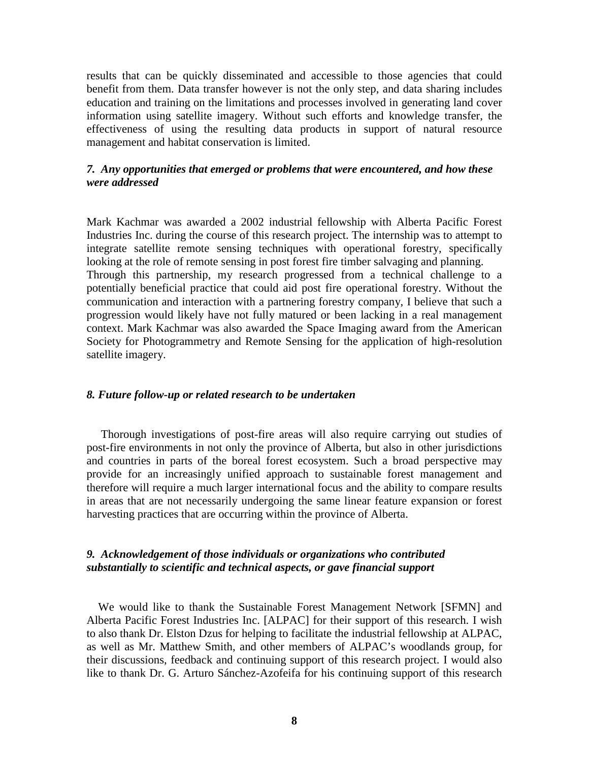results that can be quickly disseminated and accessible to those agencies that could benefit from them. Data transfer however is not the only step, and data sharing includes education and training on the limitations and processes involved in generating land cover information using satellite imagery. Without such efforts and knowledge transfer, the effectiveness of using the resulting data products in support of natural resource management and habitat conservation is limited.

### *7. Any opportunities that emerged or problems that were encountered, and how these were addressed*

Mark Kachmar was awarded a 2002 industrial fellowship with Alberta Pacific Forest Industries Inc. during the course of this research project. The internship was to attempt to integrate satellite remote sensing techniques with operational forestry, specifically looking at the role of remote sensing in post forest fire timber salvaging and planning.
Through this partnership, my research progressed from a technical challenge to a potentially beneficial practice that could aid post fire operational forestry. Without the communication and interaction with a partnering forestry company, I believe that such a progression would likely have not fully matured or been lacking in a real management context. Mark Kachmar was also awarded the Space Imaging award from the American Society for Photogrammetry and Remote Sensing for the application of high-resolution satellite imagery.

### *8. Future follow-up or related research to be undertaken*

Thorough investigations of post-fire areas will also require carrying out studies of post-fire environments in not only the province of Alberta, but also in other jurisdictions and countries in parts of the boreal forest ecosystem. Such a broad perspective may provide for an increasingly unified approach to sustainable forest management and therefore will require a much larger international focus and the ability to compare results in areas that are not necessarily undergoing the same linear feature expansion or forest harvesting practices that are occurring within the province of Alberta.

### *9. Acknowledgement of those individuals or organizations who contributed substantially to scientific and technical aspects, or gave financial support*

We would like to thank the Sustainable Forest Management Network [SFMN] and Alberta Pacific Forest Industries Inc. [ALPAC] for their support of this research. I wish to also thank Dr. Elston Dzus for helping to facilitate the industrial fellowship at ALPAC, as well as Mr. Matthew Smith, and other members of ALPAC's woodlands group, for their discussions, feedback and continuing support of this research project. I would also like to thank Dr. G. Arturo Sánchez-Azofeifa for his continuing support of this research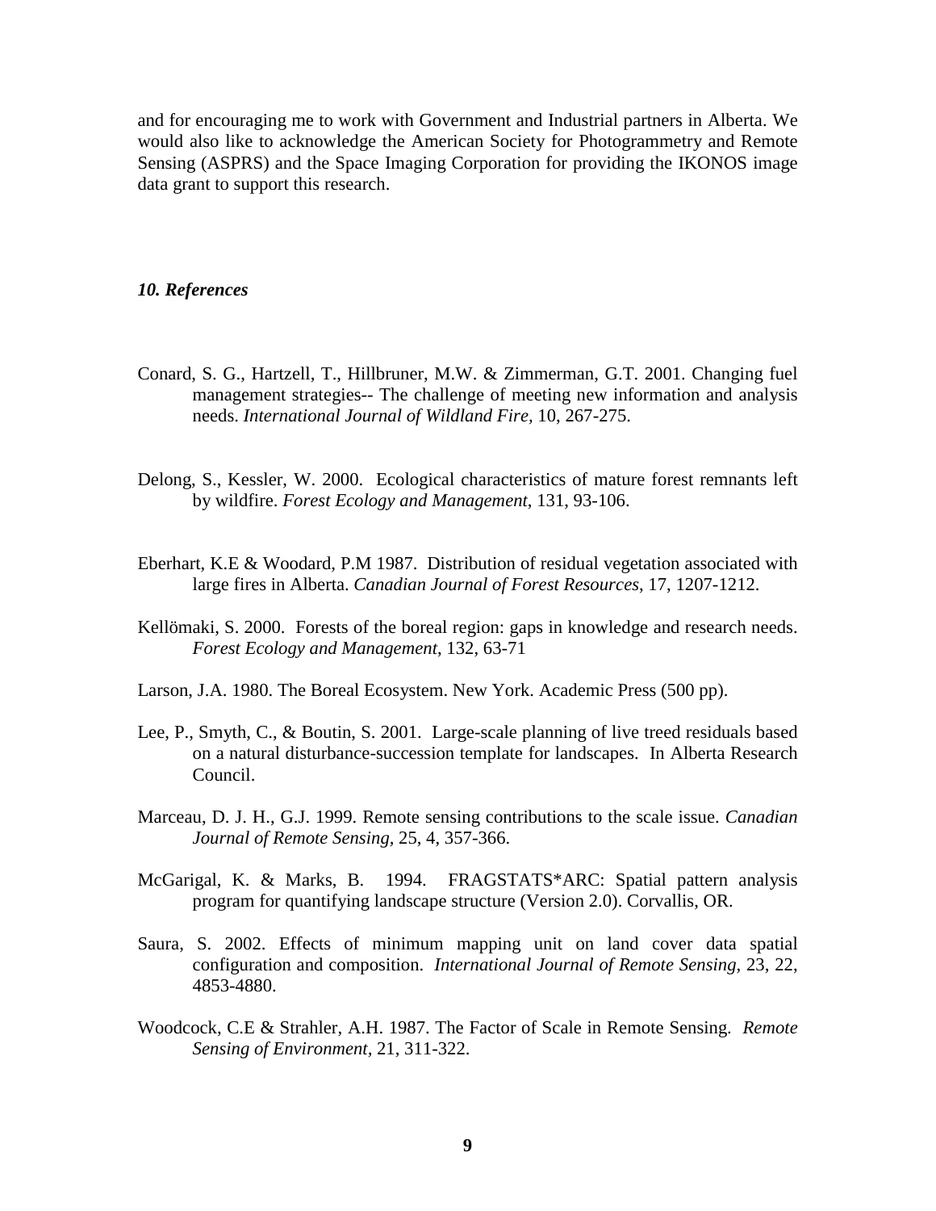and for encouraging me to work with Government and Industrial partners in Alberta. We would also like to acknowledge the American Society for Photogrammetry and Remote Sensing (ASPRS) and the Space Imaging Corporation for providing the IKONOS image data grant to support this research.

### *10. References*

Conard, S. G., Hartzell, T., Hillbruner, M.W. & Zimmerman, G.T. 2001. Changing fuel management strategies-- The challenge of meeting new information and analysis needs. *International Journal of Wildland Fire*, 10, 267-275.

Delong, S., Kessler, W. 2000. Ecological characteristics of mature forest remnants left by wildfire. *Forest Ecology and Management*, 131, 93-106.

Eberhart, K.E & Woodard, P.M 1987. Distribution of residual vegetation associated with large fires in Alberta. *Canadian Journal of Forest Resources*, 17, 1207-1212.

Kellömaki, S. 2000. Forests of the boreal region: gaps in knowledge and research needs. *Forest Ecology and Management*, 132, 63-71

Larson, J.A. 1980. The Boreal Ecosystem. New York. Academic Press (500 pp).

Lee, P., Smyth, C., & Boutin, S. 2001. Large-scale planning of live treed residuals based on a natural disturbance-succession template for landscapes. In Alberta Research Council.

Marceau, D. J. H., G.J. 1999. Remote sensing contributions to the scale issue. *Canadian Journal of Remote Sensing*, 25, 4, 357-366.

McGarigal, K. & Marks, B. 1994. FRAGSTATS*ARC: Spatial pattern analysis program for quantifying landscape structure (Version 2.0). Corvallis, OR.

Saura, S. 2002. Effects of minimum mapping unit on land cover data spatial configuration and composition. *International Journal of Remote Sensing*, 23, 22, 4853-4880.

Woodcock, C.E & Strahler, A.H. 1987. The Factor of Scale in Remote Sensing. *Remote Sensing of Environment*, 21, 311-322.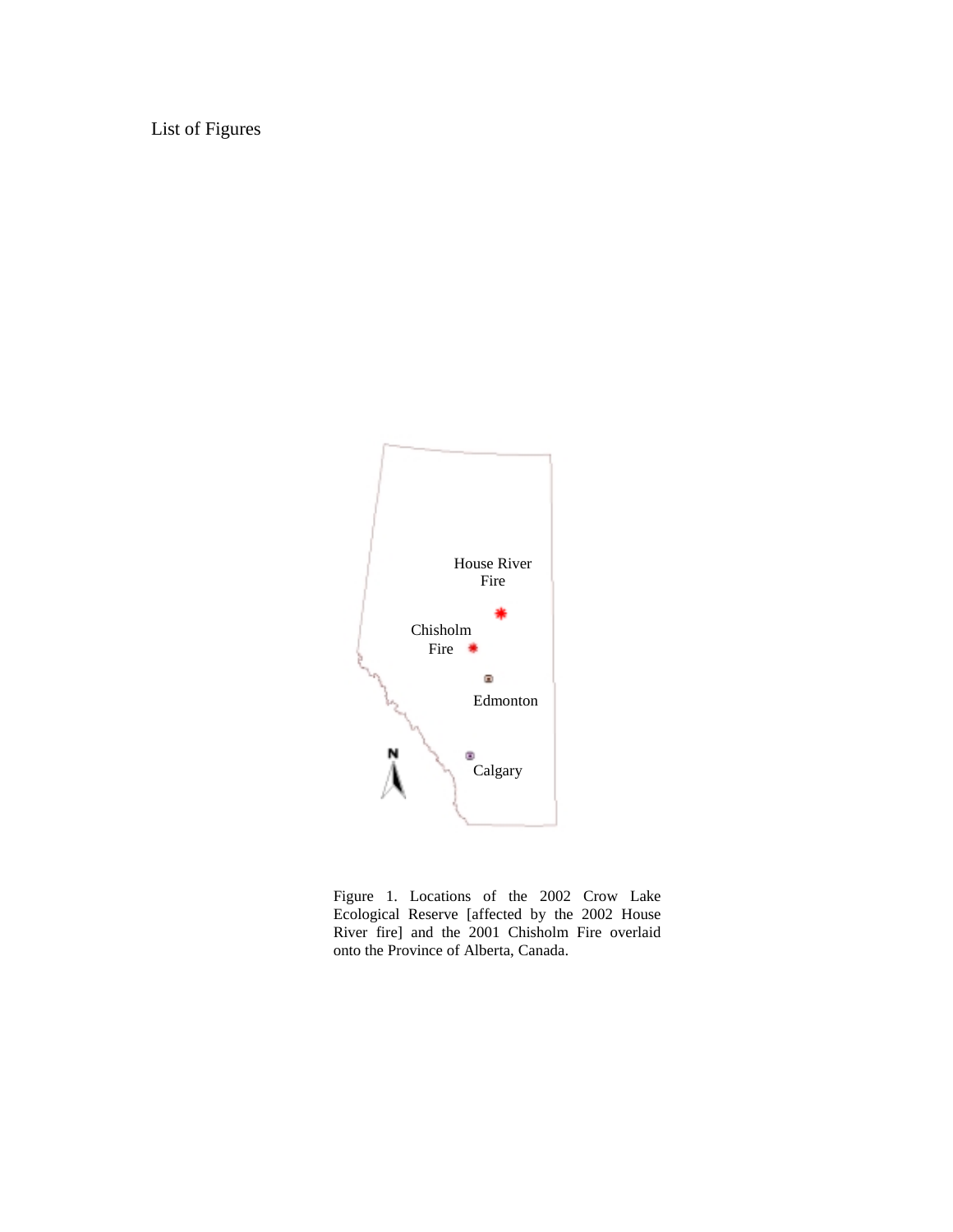List of Figures

House River Fire

Chisholm Fire

Edmonton

Calgary

Figure 1. Locations of the 2002 Crow Lake Ecological Reserve [affected by the 2002 House River fire] and the 2001 Chisholm Fire overlaid onto the Province of Alberta, Canada.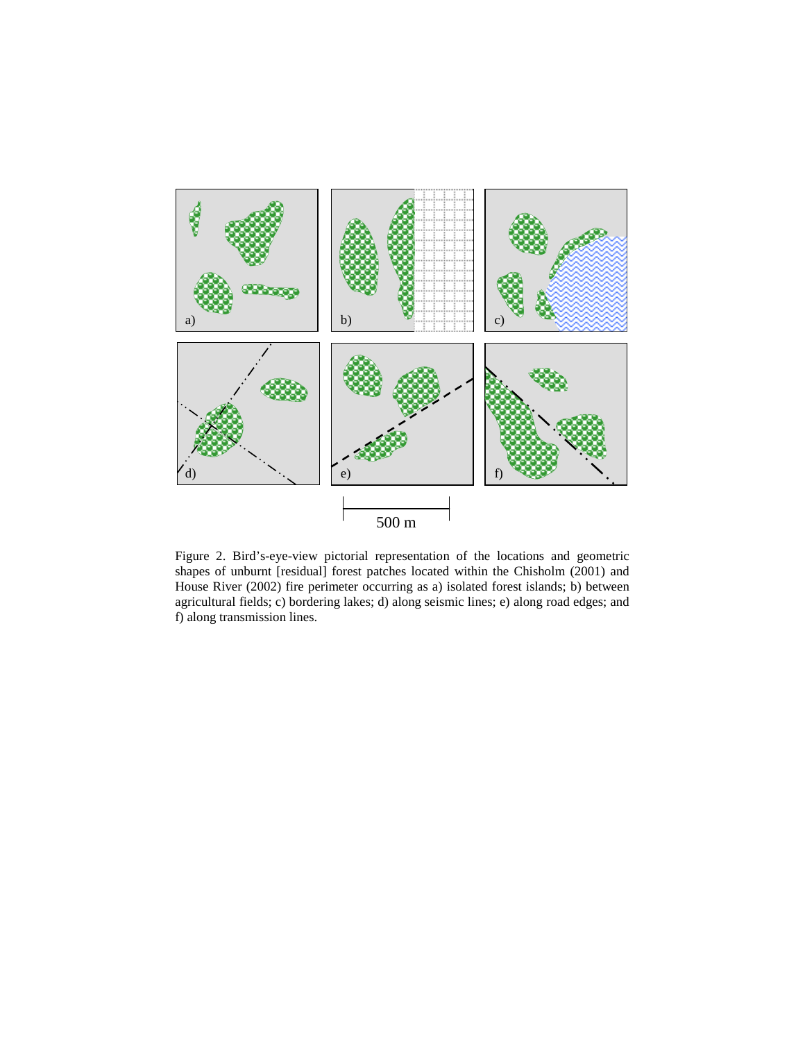Figure 2. Bird's-eye-view pictorial representation of the locations and geometric shapes of unburnt [residual] forest patches located within the Chisholm (2001) and House River (2002) fire perimeter occurring as a) isolated forest islands; b) between agricultural fields; c) bordering lakes; d) along seismic lines; e) along road edges; and f) along transmission lines.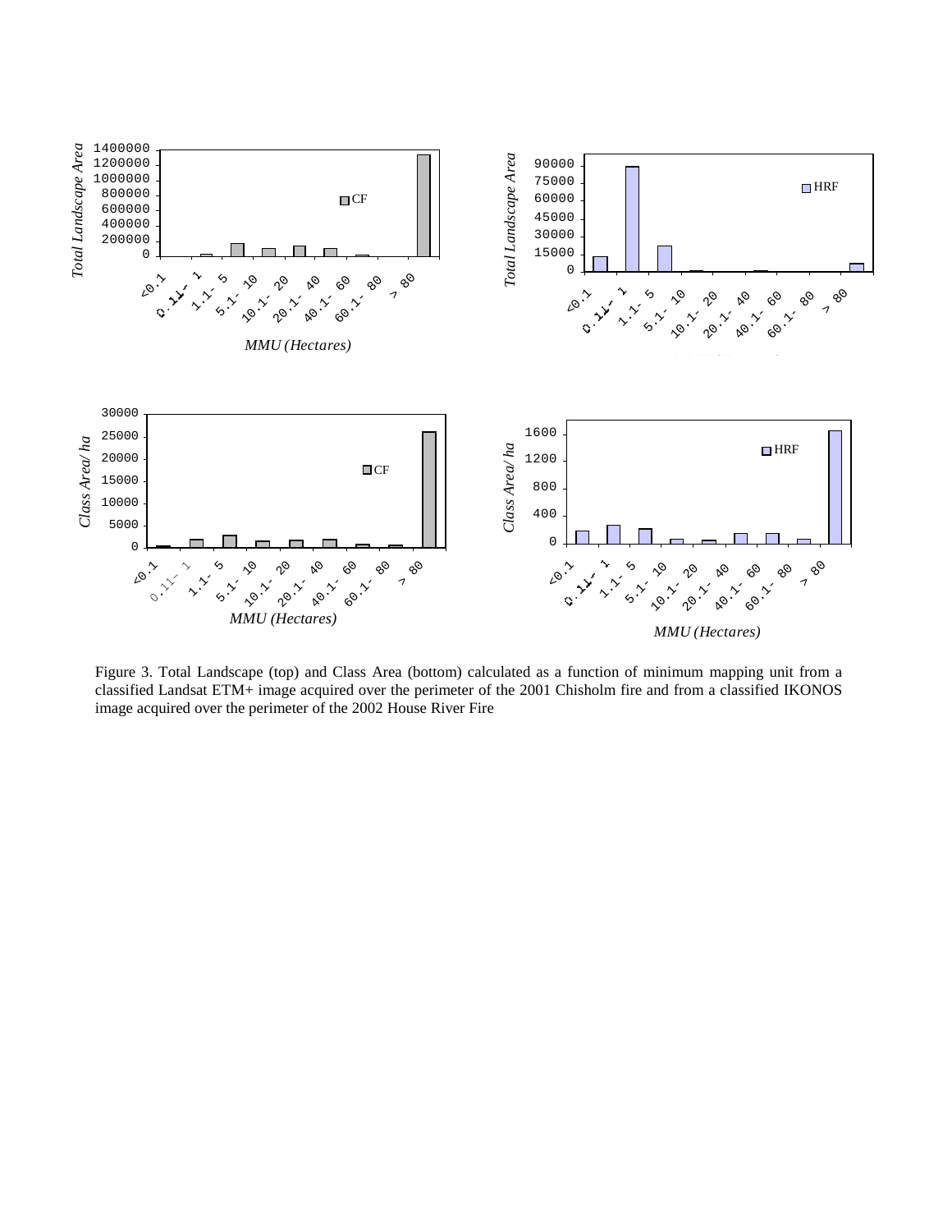Figure 3. Total Landscape (top) and Class Area (bottom) calculated as a function of minimum mapping unit from a classified Landsat ETM+ image acquired over the perimeter of the 2001 Chisholm fire and from a classified IKONOS image acquired over the perimeter of the 2002 House River Fire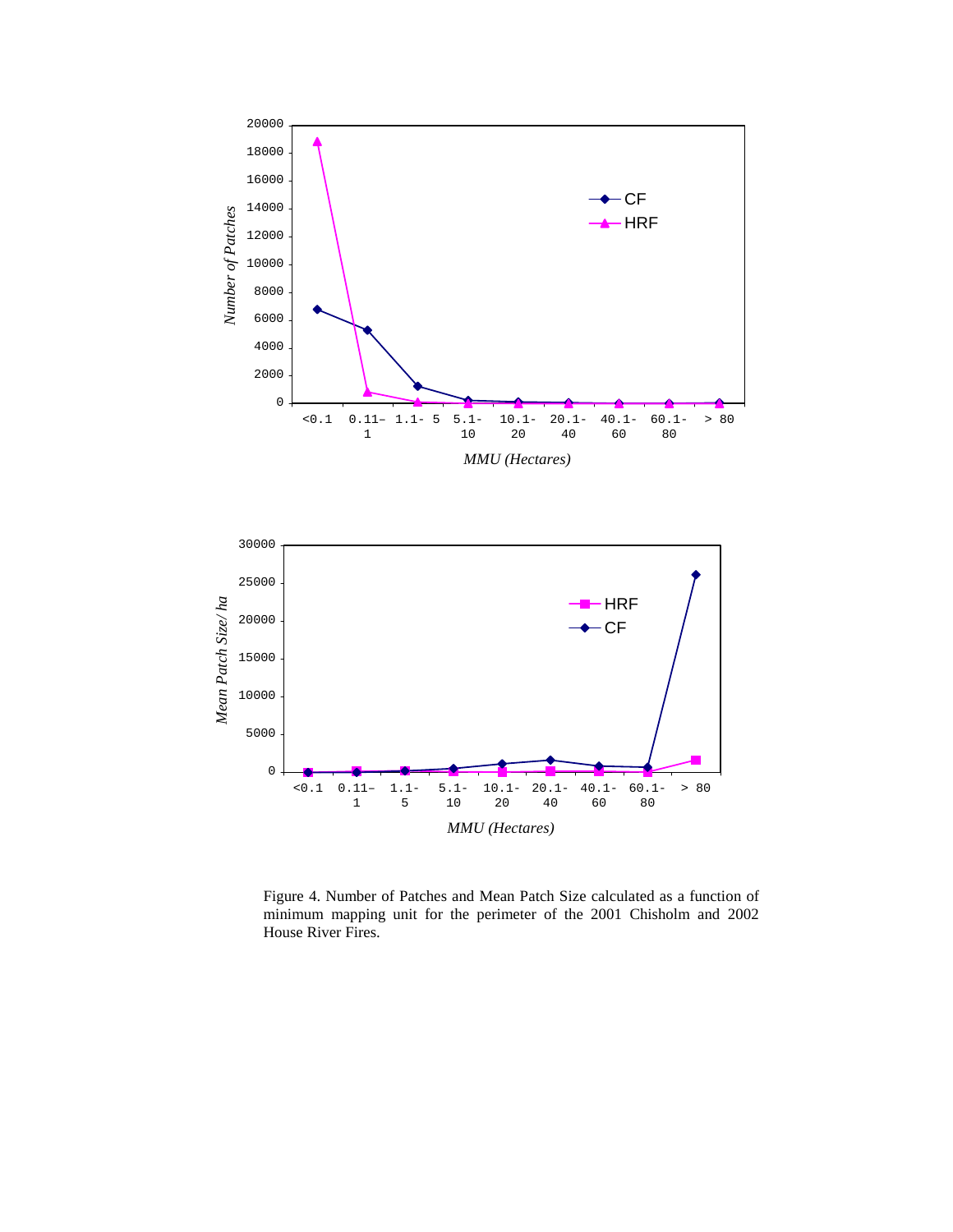Figure 4. Number of Patches and Mean Patch Size calculated as a function of minimum mapping unit for the perimeter of the 2001 Chisholm and 2002 House River Fires.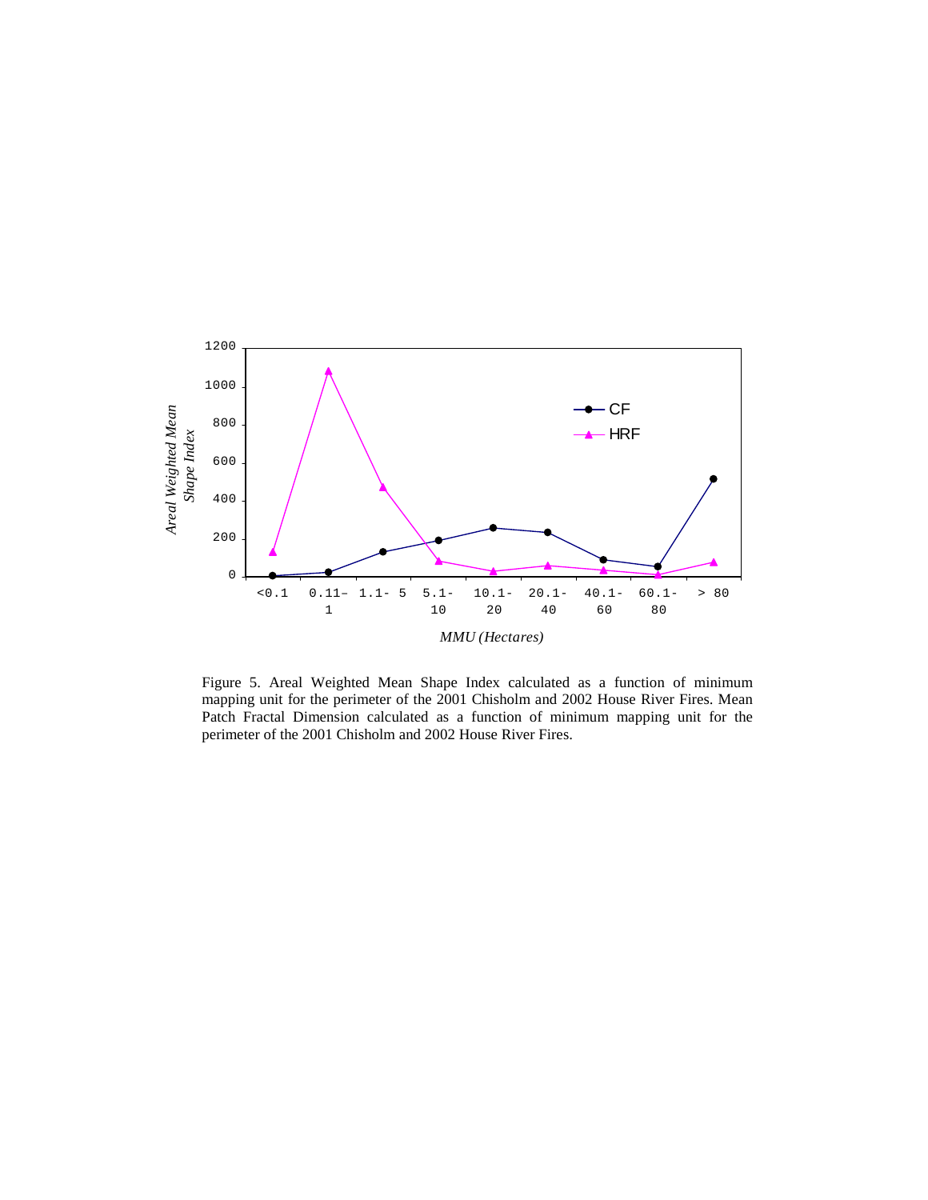Figure 5. Areal Weighted Mean Shape Index calculated as a function of minimum mapping unit for the perimeter of the 2001 Chisholm and 2002 House River Fires. Mean Patch Fractal Dimension calculated as a function of minimum mapping unit for the perimeter of the 2001 Chisholm and 2002 House River Fires.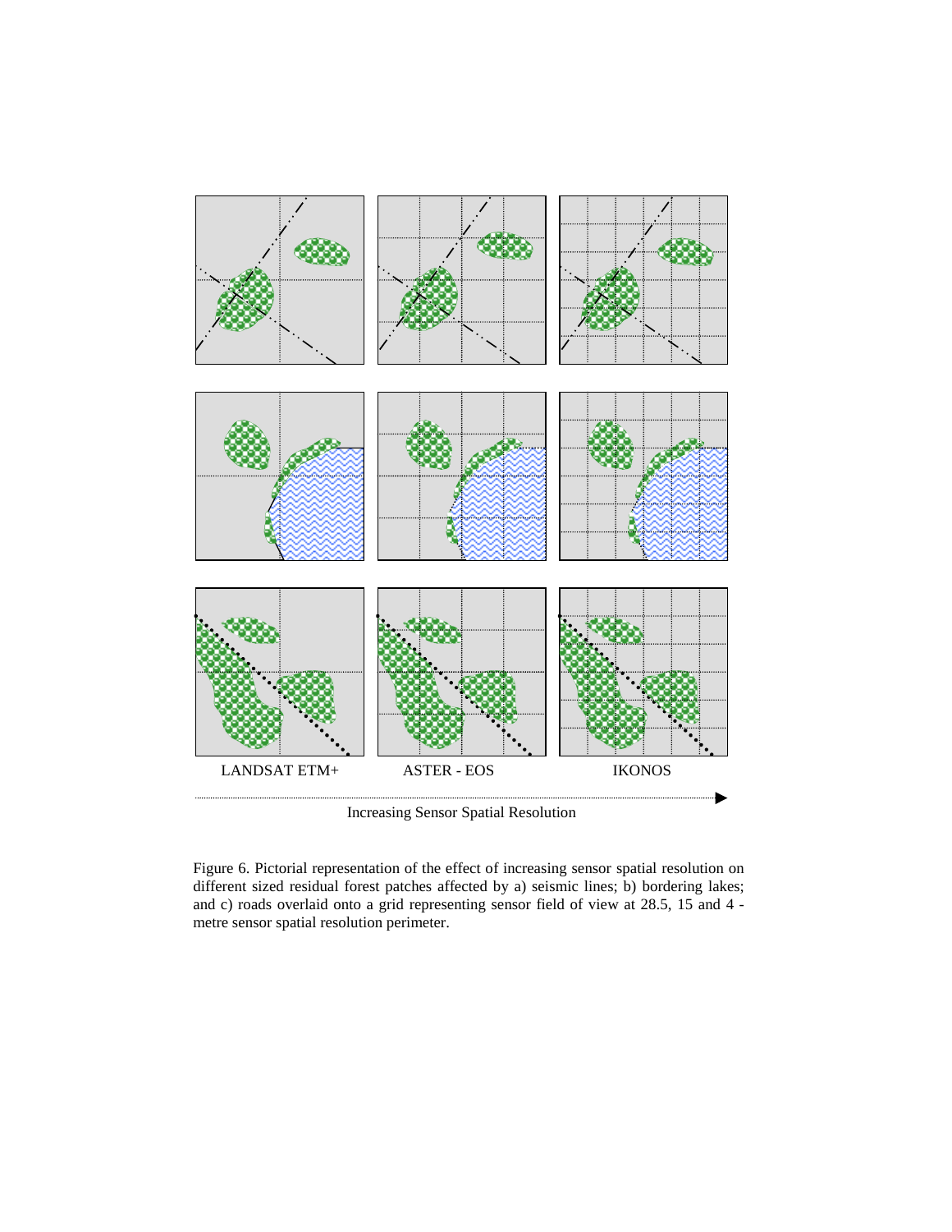LANDSAT ETM+ ASTER - EOS IKONOS

Increasing Sensor Spatial Resolution

Figure 6. Pictorial representation of the effect of increasing sensor spatial resolution on different sized residual forest patches affected by a) seismic lines; b) bordering lakes; and c) roads overlaid onto a grid representing sensor field of view at 28.5, 15 and 4 - metre sensor spatial resolution perimeter.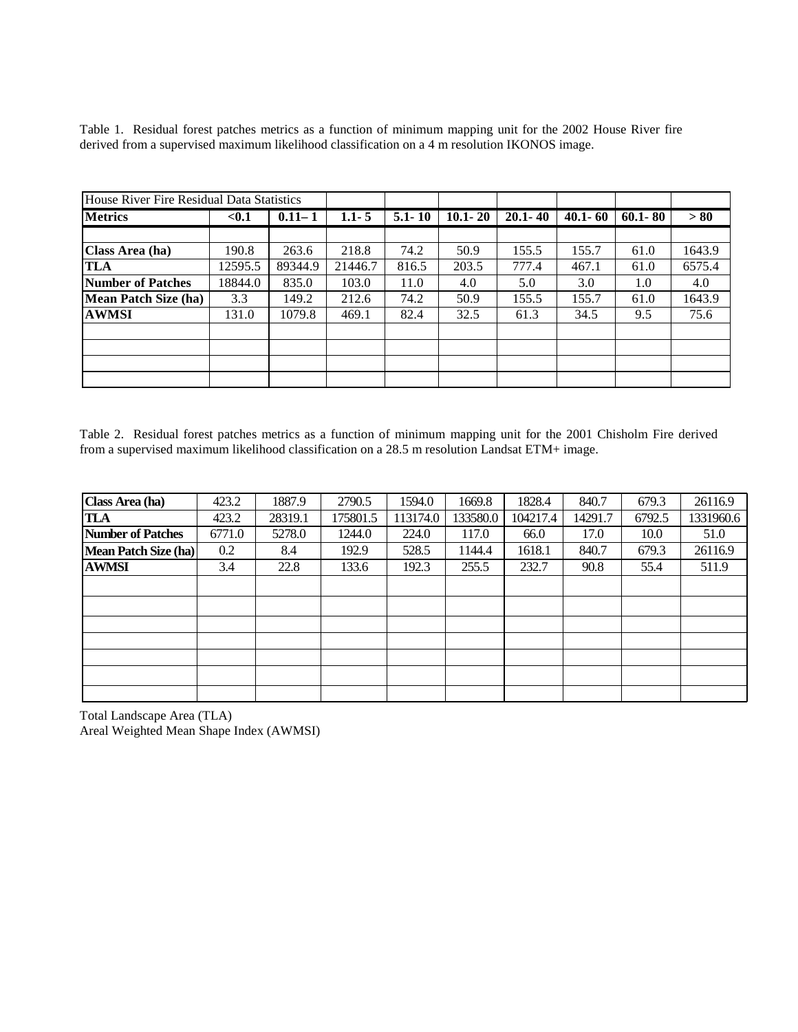Table 1. Residual forest patches metrics as a function of minimum mapping unit for the 2002 House River fire derived from a supervised maximum likelihood classification on a 4 m resolution IKONOS image.

| House River Fire Residual Data Statistics | | | | | | | | | |
|---|---|---|---|---|---|---|---|---|---|
| **Metrics** | **<0.1** | **0.11– 1** | **1.1- 5** | **5.1- 10** | **10.1- 20** | **20.1- 40** | **40.1- 60** | **60.1- 80** | **> 80** |
| | | | | | | | | | |
| **Class Area (ha)** | 190.8 | 263.6 | 218.8 | 74.2 | 50.9 | 155.5 | 155.7 | 61.0 | 1643.9 |
| **TLA** | 12595.5 | 89344.9 | 21446.7 | 816.5 | 203.5 | 777.4 | 467.1 | 61.0 | 6575.4 |
| **Number of Patches** | 18844.0 | 835.0 | 103.0 | 11.0 | 4.0 | 5.0 | 3.0 | 1.0 | 4.0 |
| **Mean Patch Size (ha)** | 3.3 | 149.2 | 212.6 | 74.2 | 50.9 | 155.5 | 155.7 | 61.0 | 1643.9 |
| **AWMSI** | 131.0 | 1079.8 | 469.1 | 82.4 | 32.5 | 61.3 | 34.5 | 9.5 | 75.6 |

Table 2. Residual forest patches metrics as a function of minimum mapping unit for the 2001 Chisholm Fire derived from a supervised maximum likelihood classification on a 28.5 m resolution Landsat ETM+ image.

| | | | | | | | | | |
|---|---|---|---|---|---|---|---|---|---|
| **Class Area (ha)** | 423.2 | 1887.9 | 2790.5 | 1594.0 | 1669.8 | 1828.4 | 840.7 | 679.3 | 26116.9 |
| **TLA** | 423.2 | 28319.1 | 175801.5 | 113174.0 | 133580.0 | 104217.4 | 14291.7 | 6792.5 | 1331960.6 |
| **Number of Patches** | 6771.0 | 5278.0 | 1244.0 | 224.0 | 117.0 | 66.0 | 17.0 | 10.0 | 51.0 |
| **Mean Patch Size (ha)** | 0.2 | 8.4 | 192.9 | 528.5 | 1144.4 | 1618.1 | 840.7 | 679.3 | 26116.9 |
| **AWMSI** | 3.4 | 22.8 | 133.6 | 192.3 | 255.5 | 232.7 | 90.8 | 55.4 | 511.9 |

Total Landscape Area (TLA)
Areal Weighted Mean Shape Index (AWMSI)